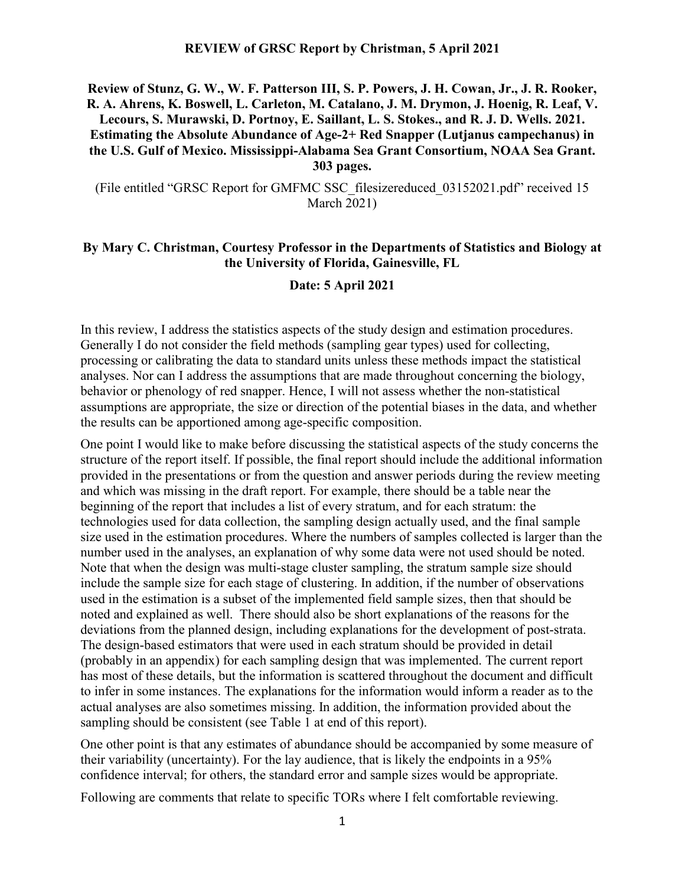**REVIEW of GRSC Report by Christman, 5 April 2021**

**Review of Stunz, G. W., W. F. Patterson III, S. P. Powers, J. H. Cowan, Jr., J. R. Rooker, R. A. Ahrens, K. Boswell, L. Carleton, M. Catalano, J. M. Drymon, J. Hoenig, R. Leaf, V. Lecours, S. Murawski, D. Portnoy, E. Saillant, L. S. Stokes., and R. J. D. Wells. 2021. Estimating the Absolute Abundance of Age-2+ Red Snapper (Lutjanus campechanus) in the U.S. Gulf of Mexico. Mississippi-Alabama Sea Grant Consortium, NOAA Sea Grant. 303 pages.**

(File entitled "GRSC Report for GMFMC SSC_filesizereduced_03152021.pdf" received 15 March 2021)

**By Mary C. Christman, Courtesy Professor in the Departments of Statistics and Biology at the University of Florida, Gainesville, FL**

**Date: 5 April 2021**

In this review, I address the statistics aspects of the study design and estimation procedures. Generally I do not consider the field methods (sampling gear types) used for collecting, processing or calibrating the data to standard units unless these methods impact the statistical analyses. Nor can I address the assumptions that are made throughout concerning the biology, behavior or phenology of red snapper. Hence, I will not assess whether the non-statistical assumptions are appropriate, the size or direction of the potential biases in the data, and whether the results can be apportioned among age-specific composition.

One point I would like to make before discussing the statistical aspects of the study concerns the structure of the report itself. If possible, the final report should include the additional information provided in the presentations or from the question and answer periods during the review meeting and which was missing in the draft report. For example, there should be a table near the beginning of the report that includes a list of every stratum, and for each stratum: the technologies used for data collection, the sampling design actually used, and the final sample size used in the estimation procedures. Where the numbers of samples collected is larger than the number used in the analyses, an explanation of why some data were not used should be noted. Note that when the design was multi-stage cluster sampling, the stratum sample size should include the sample size for each stage of clustering. In addition, if the number of observations used in the estimation is a subset of the implemented field sample sizes, then that should be noted and explained as well. There should also be short explanations of the reasons for the deviations from the planned design, including explanations for the development of post-strata. The design-based estimators that were used in each stratum should be provided in detail (probably in an appendix) for each sampling design that was implemented. The current report has most of these details, but the information is scattered throughout the document and difficult to infer in some instances. The explanations for the information would inform a reader as to the actual analyses are also sometimes missing. In addition, the information provided about the sampling should be consistent (see Table 1 at end of this report).

One other point is that any estimates of abundance should be accompanied by some measure of their variability (uncertainty). For the lay audience, that is likely the endpoints in a 95% confidence interval; for others, the standard error and sample sizes would be appropriate.

Following are comments that relate to specific TORs where I felt comfortable reviewing.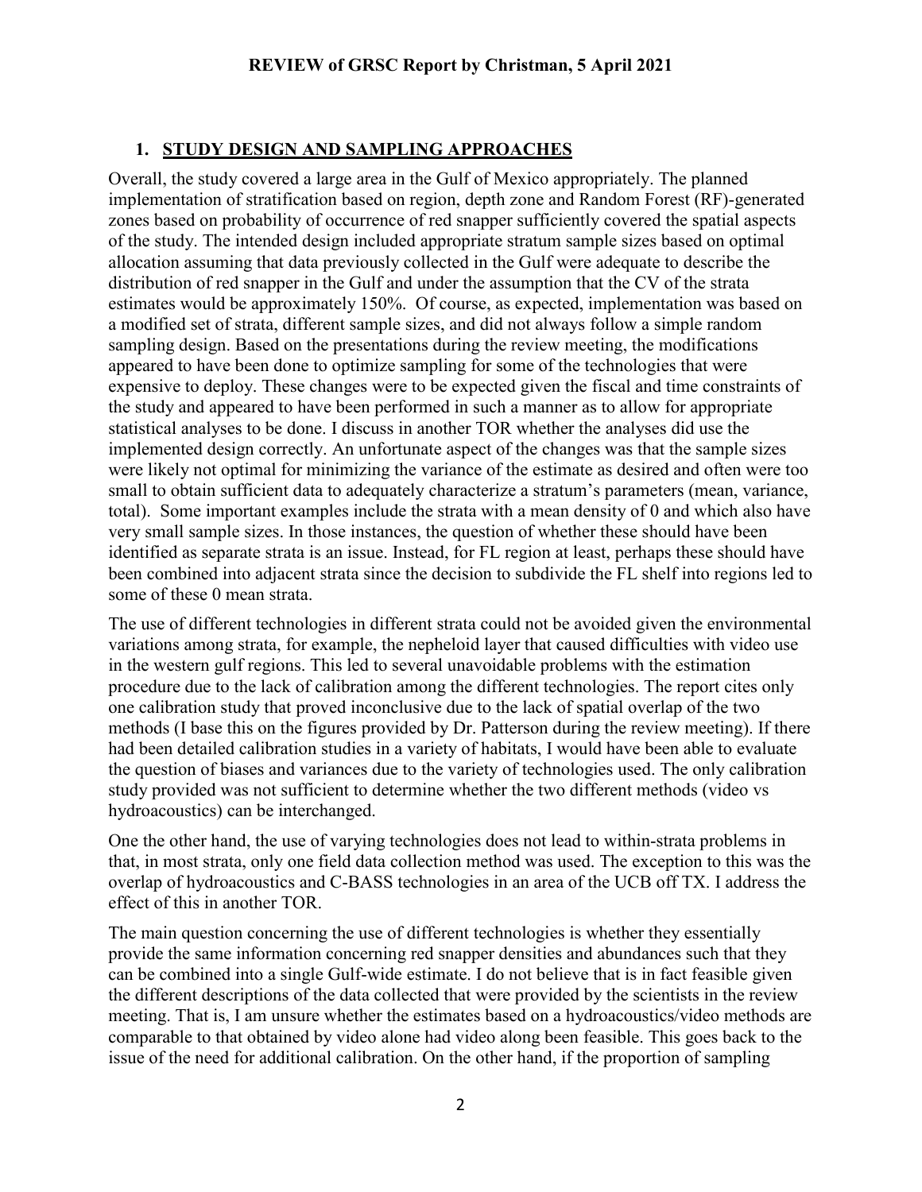**REVIEW of GRSC Report by Christman, 5 April 2021**

## 1. STUDY DESIGN AND SAMPLING APPROACHES

Overall, the study covered a large area in the Gulf of Mexico appropriately. The planned implementation of stratification based on region, depth zone and Random Forest (RF)-generated zones based on probability of occurrence of red snapper sufficiently covered the spatial aspects of the study. The intended design included appropriate stratum sample sizes based on optimal allocation assuming that data previously collected in the Gulf were adequate to describe the distribution of red snapper in the Gulf and under the assumption that the CV of the strata estimates would be approximately 150%. Of course, as expected, implementation was based on a modified set of strata, different sample sizes, and did not always follow a simple random sampling design. Based on the presentations during the review meeting, the modifications appeared to have been done to optimize sampling for some of the technologies that were expensive to deploy. These changes were to be expected given the fiscal and time constraints of the study and appeared to have been performed in such a manner as to allow for appropriate statistical analyses to be done. I discuss in another TOR whether the analyses did use the implemented design correctly. An unfortunate aspect of the changes was that the sample sizes were likely not optimal for minimizing the variance of the estimate as desired and often were too small to obtain sufficient data to adequately characterize a stratum's parameters (mean, variance, total). Some important examples include the strata with a mean density of 0 and which also have very small sample sizes. In those instances, the question of whether these should have been identified as separate strata is an issue. Instead, for FL region at least, perhaps these should have been combined into adjacent strata since the decision to subdivide the FL shelf into regions led to some of these 0 mean strata.

The use of different technologies in different strata could not be avoided given the environmental variations among strata, for example, the nepheloid layer that caused difficulties with video use in the western gulf regions. This led to several unavoidable problems with the estimation procedure due to the lack of calibration among the different technologies. The report cites only one calibration study that proved inconclusive due to the lack of spatial overlap of the two methods (I base this on the figures provided by Dr. Patterson during the review meeting). If there had been detailed calibration studies in a variety of habitats, I would have been able to evaluate the question of biases and variances due to the variety of technologies used. The only calibration study provided was not sufficient to determine whether the two different methods (video vs hydroacoustics) can be interchanged.

One the other hand, the use of varying technologies does not lead to within-strata problems in that, in most strata, only one field data collection method was used. The exception to this was the overlap of hydroacoustics and C-BASS technologies in an area of the UCB off TX. I address the effect of this in another TOR.

The main question concerning the use of different technologies is whether they essentially provide the same information concerning red snapper densities and abundances such that they can be combined into a single Gulf-wide estimate. I do not believe that is in fact feasible given the different descriptions of the data collected that were provided by the scientists in the review meeting. That is, I am unsure whether the estimates based on a hydroacoustics/video methods are comparable to that obtained by video alone had video along been feasible. This goes back to the issue of the need for additional calibration. On the other hand, if the proportion of sampling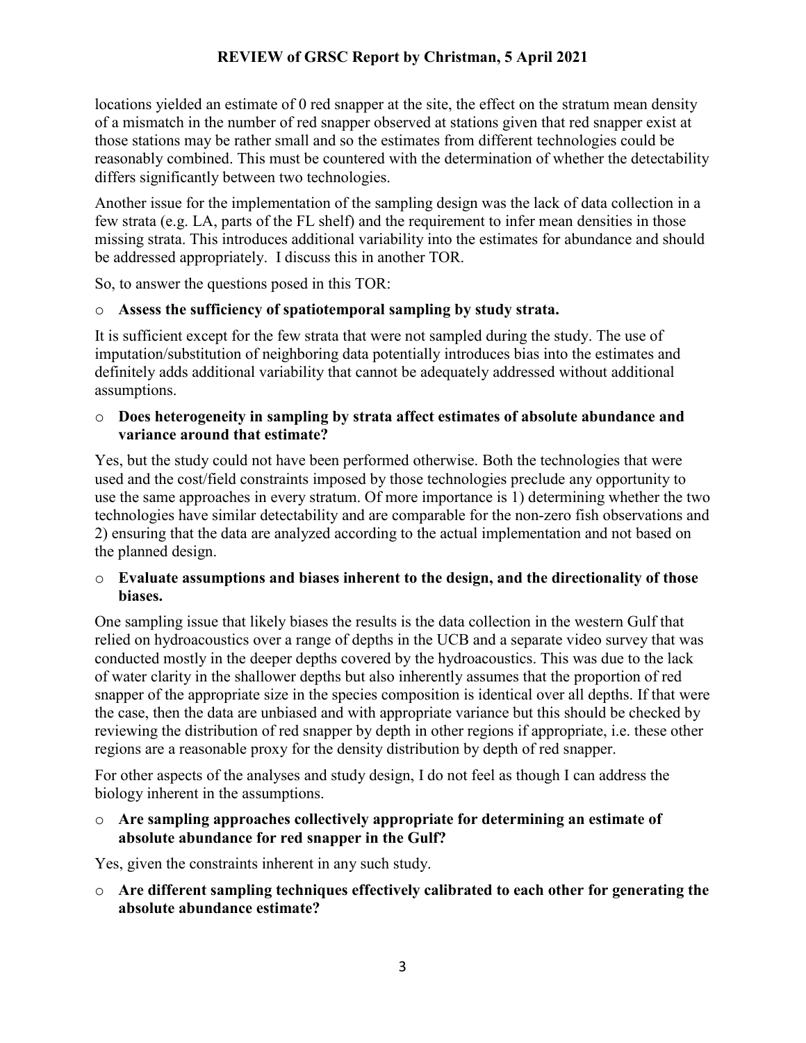locations yielded an estimate of 0 red snapper at the site, the effect on the stratum mean density of a mismatch in the number of red snapper observed at stations given that red snapper exist at those stations may be rather small and so the estimates from different technologies could be reasonably combined. This must be countered with the determination of whether the detectability differs significantly between two technologies.

Another issue for the implementation of the sampling design was the lack of data collection in a few strata (e.g. LA, parts of the FL shelf) and the requirement to infer mean densities in those missing strata. This introduces additional variability into the estimates for abundance and should be addressed appropriately. I discuss this in another TOR.

So, to answer the questions posed in this TOR:

- **Assess the sufficiency of spatiotemporal sampling by study strata.**

It is sufficient except for the few strata that were not sampled during the study. The use of imputation/substitution of neighboring data potentially introduces bias into the estimates and definitely adds additional variability that cannot be adequately addressed without additional assumptions.

- **Does heterogeneity in sampling by strata affect estimates of absolute abundance and variance around that estimate?**

Yes, but the study could not have been performed otherwise. Both the technologies that were used and the cost/field constraints imposed by those technologies preclude any opportunity to use the same approaches in every stratum. Of more importance is 1) determining whether the two technologies have similar detectability and are comparable for the non-zero fish observations and 2) ensuring that the data are analyzed according to the actual implementation and not based on the planned design.

- **Evaluate assumptions and biases inherent to the design, and the directionality of those biases.**

One sampling issue that likely biases the results is the data collection in the western Gulf that relied on hydroacoustics over a range of depths in the UCB and a separate video survey that was conducted mostly in the deeper depths covered by the hydroacoustics. This was due to the lack of water clarity in the shallower depths but also inherently assumes that the proportion of red snapper of the appropriate size in the species composition is identical over all depths. If that were the case, then the data are unbiased and with appropriate variance but this should be checked by reviewing the distribution of red snapper by depth in other regions if appropriate, i.e. these other regions are a reasonable proxy for the density distribution by depth of red snapper.

For other aspects of the analyses and study design, I do not feel as though I can address the biology inherent in the assumptions.

- **Are sampling approaches collectively appropriate for determining an estimate of absolute abundance for red snapper in the Gulf?**

Yes, given the constraints inherent in any such study.

- **Are different sampling techniques effectively calibrated to each other for generating the absolute abundance estimate?**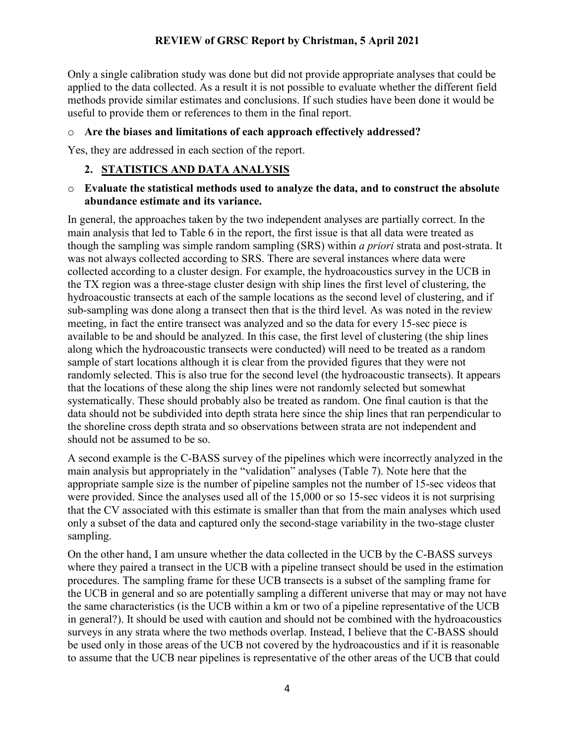Only a single calibration study was done but did not provide appropriate analyses that could be applied to the data collected. As a result it is not possible to evaluate whether the different field methods provide similar estimates and conclusions. If such studies have been done it would be useful to provide them or references to them in the final report.

- **Are the biases and limitations of each approach effectively addressed?**

Yes, they are addressed in each section of the report.

## 2. STATISTICS AND DATA ANALYSIS

- **Evaluate the statistical methods used to analyze the data, and to construct the absolute abundance estimate and its variance.**

In general, the approaches taken by the two independent analyses are partially correct. In the main analysis that led to Table 6 in the report, the first issue is that all data were treated as though the sampling was simple random sampling (SRS) within *a priori* strata and post-strata. It was not always collected according to SRS. There are several instances where data were collected according to a cluster design. For example, the hydroacoustics survey in the UCB in the TX region was a three-stage cluster design with ship lines the first level of clustering, the hydroacoustic transects at each of the sample locations as the second level of clustering, and if sub-sampling was done along a transect then that is the third level. As was noted in the review meeting, in fact the entire transect was analyzed and so the data for every 15-sec piece is available to be and should be analyzed. In this case, the first level of clustering (the ship lines along which the hydroacoustic transects were conducted) will need to be treated as a random sample of start locations although it is clear from the provided figures that they were not randomly selected. This is also true for the second level (the hydroacoustic transects). It appears that the locations of these along the ship lines were not randomly selected but somewhat systematically. These should probably also be treated as random. One final caution is that the data should not be subdivided into depth strata here since the ship lines that ran perpendicular to the shoreline cross depth strata and so observations between strata are not independent and should not be assumed to be so.

A second example is the C-BASS survey of the pipelines which were incorrectly analyzed in the main analysis but appropriately in the "validation" analyses (Table 7). Note here that the appropriate sample size is the number of pipeline samples not the number of 15-sec videos that were provided. Since the analyses used all of the 15,000 or so 15-sec videos it is not surprising that the CV associated with this estimate is smaller than that from the main analyses which used only a subset of the data and captured only the second-stage variability in the two-stage cluster sampling.

On the other hand, I am unsure whether the data collected in the UCB by the C-BASS surveys where they paired a transect in the UCB with a pipeline transect should be used in the estimation procedures. The sampling frame for these UCB transects is a subset of the sampling frame for the UCB in general and so are potentially sampling a different universe that may or may not have the same characteristics (is the UCB within a km or two of a pipeline representative of the UCB in general?). It should be used with caution and should not be combined with the hydroacoustics surveys in any strata where the two methods overlap. Instead, I believe that the C-BASS should be used only in those areas of the UCB not covered by the hydroacoustics and if it is reasonable to assume that the UCB near pipelines is representative of the other areas of the UCB that could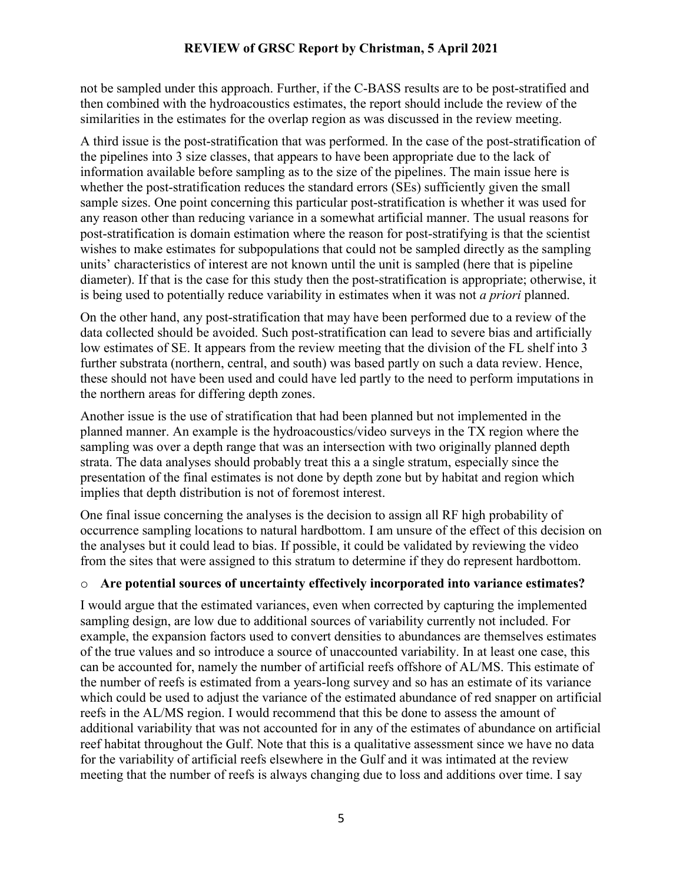not be sampled under this approach. Further, if the C-BASS results are to be post-stratified and then combined with the hydroacoustics estimates, the report should include the review of the similarities in the estimates for the overlap region as was discussed in the review meeting.

A third issue is the post-stratification that was performed. In the case of the post-stratification of the pipelines into 3 size classes, that appears to have been appropriate due to the lack of information available before sampling as to the size of the pipelines. The main issue here is whether the post-stratification reduces the standard errors (SEs) sufficiently given the small sample sizes. One point concerning this particular post-stratification is whether it was used for any reason other than reducing variance in a somewhat artificial manner. The usual reasons for post-stratification is domain estimation where the reason for post-stratifying is that the scientist wishes to make estimates for subpopulations that could not be sampled directly as the sampling units' characteristics of interest are not known until the unit is sampled (here that is pipeline diameter). If that is the case for this study then the post-stratification is appropriate; otherwise, it is being used to potentially reduce variability in estimates when it was not *a priori* planned.

On the other hand, any post-stratification that may have been performed due to a review of the data collected should be avoided. Such post-stratification can lead to severe bias and artificially low estimates of SE. It appears from the review meeting that the division of the FL shelf into 3 further substrata (northern, central, and south) was based partly on such a data review. Hence, these should not have been used and could have led partly to the need to perform imputations in the northern areas for differing depth zones.

Another issue is the use of stratification that had been planned but not implemented in the planned manner. An example is the hydroacoustics/video surveys in the TX region where the sampling was over a depth range that was an intersection with two originally planned depth strata. The data analyses should probably treat this a a single stratum, especially since the presentation of the final estimates is not done by depth zone but by habitat and region which implies that depth distribution is not of foremost interest.

One final issue concerning the analyses is the decision to assign all RF high probability of occurrence sampling locations to natural hardbottom. I am unsure of the effect of this decision on the analyses but it could lead to bias. If possible, it could be validated by reviewing the video from the sites that were assigned to this stratum to determine if they do represent hardbottom.

- **Are potential sources of uncertainty effectively incorporated into variance estimates?**

I would argue that the estimated variances, even when corrected by capturing the implemented sampling design, are low due to additional sources of variability currently not included. For example, the expansion factors used to convert densities to abundances are themselves estimates of the true values and so introduce a source of unaccounted variability. In at least one case, this can be accounted for, namely the number of artificial reefs offshore of AL/MS. This estimate of the number of reefs is estimated from a years-long survey and so has an estimate of its variance which could be used to adjust the variance of the estimated abundance of red snapper on artificial reefs in the AL/MS region. I would recommend that this be done to assess the amount of additional variability that was not accounted for in any of the estimates of abundance on artificial reef habitat throughout the Gulf. Note that this is a qualitative assessment since we have no data for the variability of artificial reefs elsewhere in the Gulf and it was intimated at the review meeting that the number of reefs is always changing due to loss and additions over time. I say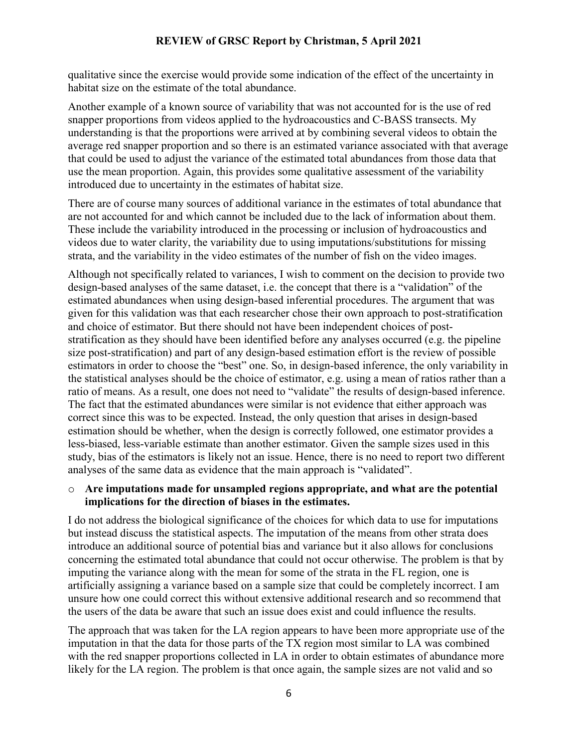qualitative since the exercise would provide some indication of the effect of the uncertainty in habitat size on the estimate of the total abundance.

Another example of a known source of variability that was not accounted for is the use of red snapper proportions from videos applied to the hydroacoustics and C-BASS transects. My understanding is that the proportions were arrived at by combining several videos to obtain the average red snapper proportion and so there is an estimated variance associated with that average that could be used to adjust the variance of the estimated total abundances from those data that use the mean proportion. Again, this provides some qualitative assessment of the variability introduced due to uncertainty in the estimates of habitat size.

There are of course many sources of additional variance in the estimates of total abundance that are not accounted for and which cannot be included due to the lack of information about them. These include the variability introduced in the processing or inclusion of hydroacoustics and videos due to water clarity, the variability due to using imputations/substitutions for missing strata, and the variability in the video estimates of the number of fish on the video images.

Although not specifically related to variances, I wish to comment on the decision to provide two design-based analyses of the same dataset, i.e. the concept that there is a "validation" of the estimated abundances when using design-based inferential procedures. The argument that was given for this validation was that each researcher chose their own approach to post-stratification and choice of estimator. But there should not have been independent choices of post-stratification as they should have been identified before any analyses occurred (e.g. the pipeline size post-stratification) and part of any design-based estimation effort is the review of possible estimators in order to choose the "best" one. So, in design-based inference, the only variability in the statistical analyses should be the choice of estimator, e.g. using a mean of ratios rather than a ratio of means. As a result, one does not need to "validate" the results of design-based inference. The fact that the estimated abundances were similar is not evidence that either approach was correct since this was to be expected. Instead, the only question that arises in design-based estimation should be whether, when the design is correctly followed, one estimator provides a less-biased, less-variable estimate than another estimator. Given the sample sizes used in this study, bias of the estimators is likely not an issue. Hence, there is no need to report two different analyses of the same data as evidence that the main approach is "validated".

- **Are imputations made for unsampled regions appropriate, and what are the potential implications for the direction of biases in the estimates.**

I do not address the biological significance of the choices for which data to use for imputations but instead discuss the statistical aspects. The imputation of the means from other strata does introduce an additional source of potential bias and variance but it also allows for conclusions concerning the estimated total abundance that could not occur otherwise. The problem is that by imputing the variance along with the mean for some of the strata in the FL region, one is artificially assigning a variance based on a sample size that could be completely incorrect. I am unsure how one could correct this without extensive additional research and so recommend that the users of the data be aware that such an issue does exist and could influence the results.

The approach that was taken for the LA region appears to have been more appropriate use of the imputation in that the data for those parts of the TX region most similar to LA was combined with the red snapper proportions collected in LA in order to obtain estimates of abundance more likely for the LA region. The problem is that once again, the sample sizes are not valid and so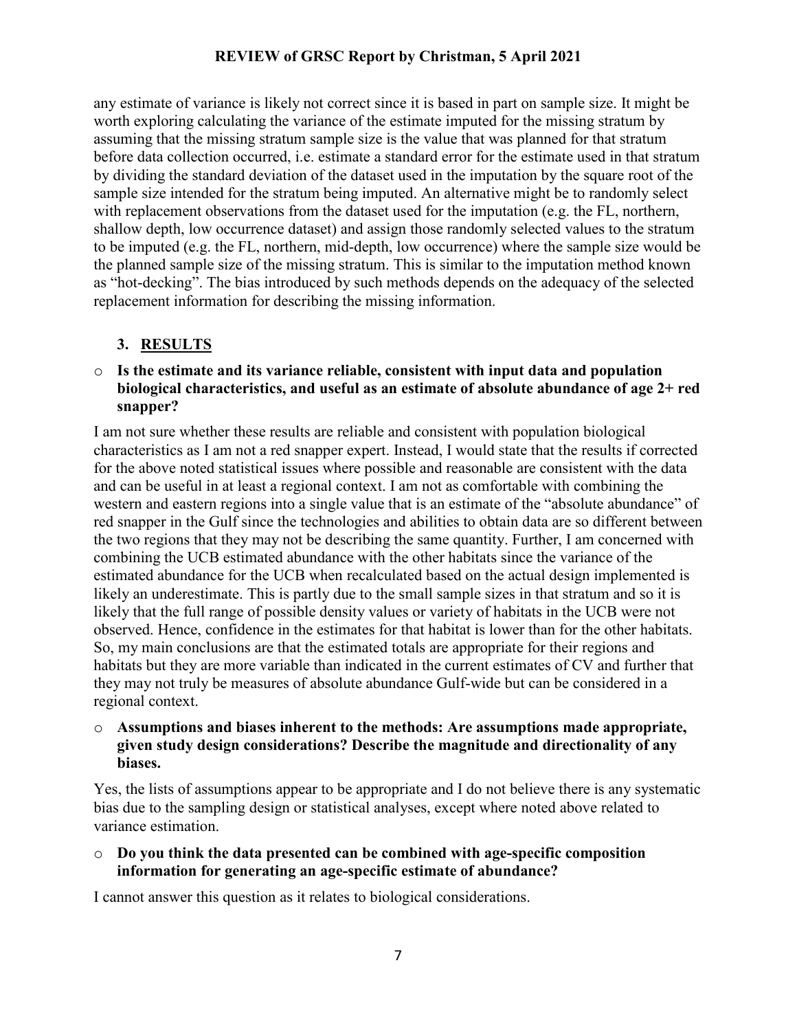any estimate of variance is likely not correct since it is based in part on sample size. It might be worth exploring calculating the variance of the estimate imputed for the missing stratum by assuming that the missing stratum sample size is the value that was planned for that stratum before data collection occurred, i.e. estimate a standard error for the estimate used in that stratum by dividing the standard deviation of the dataset used in the imputation by the square root of the sample size intended for the stratum being imputed. An alternative might be to randomly select with replacement observations from the dataset used for the imputation (e.g. the FL, northern, shallow depth, low occurrence dataset) and assign those randomly selected values to the stratum to be imputed (e.g. the FL, northern, mid-depth, low occurrence) where the sample size would be the planned sample size of the missing stratum. This is similar to the imputation method known as "hot-decking". The bias introduced by such methods depends on the adequacy of the selected replacement information for describing the missing information.

## 3. RESULTS

- **Is the estimate and its variance reliable, consistent with input data and population biological characteristics, and useful as an estimate of absolute abundance of age 2+ red snapper?**

I am not sure whether these results are reliable and consistent with population biological characteristics as I am not a red snapper expert. Instead, I would state that the results if corrected for the above noted statistical issues where possible and reasonable are consistent with the data and can be useful in at least a regional context. I am not as comfortable with combining the western and eastern regions into a single value that is an estimate of the "absolute abundance" of red snapper in the Gulf since the technologies and abilities to obtain data are so different between the two regions that they may not be describing the same quantity. Further, I am concerned with combining the UCB estimated abundance with the other habitats since the variance of the estimated abundance for the UCB when recalculated based on the actual design implemented is likely an underestimate. This is partly due to the small sample sizes in that stratum and so it is likely that the full range of possible density values or variety of habitats in the UCB were not observed. Hence, confidence in the estimates for that habitat is lower than for the other habitats. So, my main conclusions are that the estimated totals are appropriate for their regions and habitats but they are more variable than indicated in the current estimates of CV and further that they may not truly be measures of absolute abundance Gulf-wide but can be considered in a regional context.

- **Assumptions and biases inherent to the methods: Are assumptions made appropriate, given study design considerations? Describe the magnitude and directionality of any biases.**

Yes, the lists of assumptions appear to be appropriate and I do not believe there is any systematic bias due to the sampling design or statistical analyses, except where noted above related to variance estimation.

- **Do you think the data presented can be combined with age-specific composition information for generating an age-specific estimate of abundance?**

I cannot answer this question as it relates to biological considerations.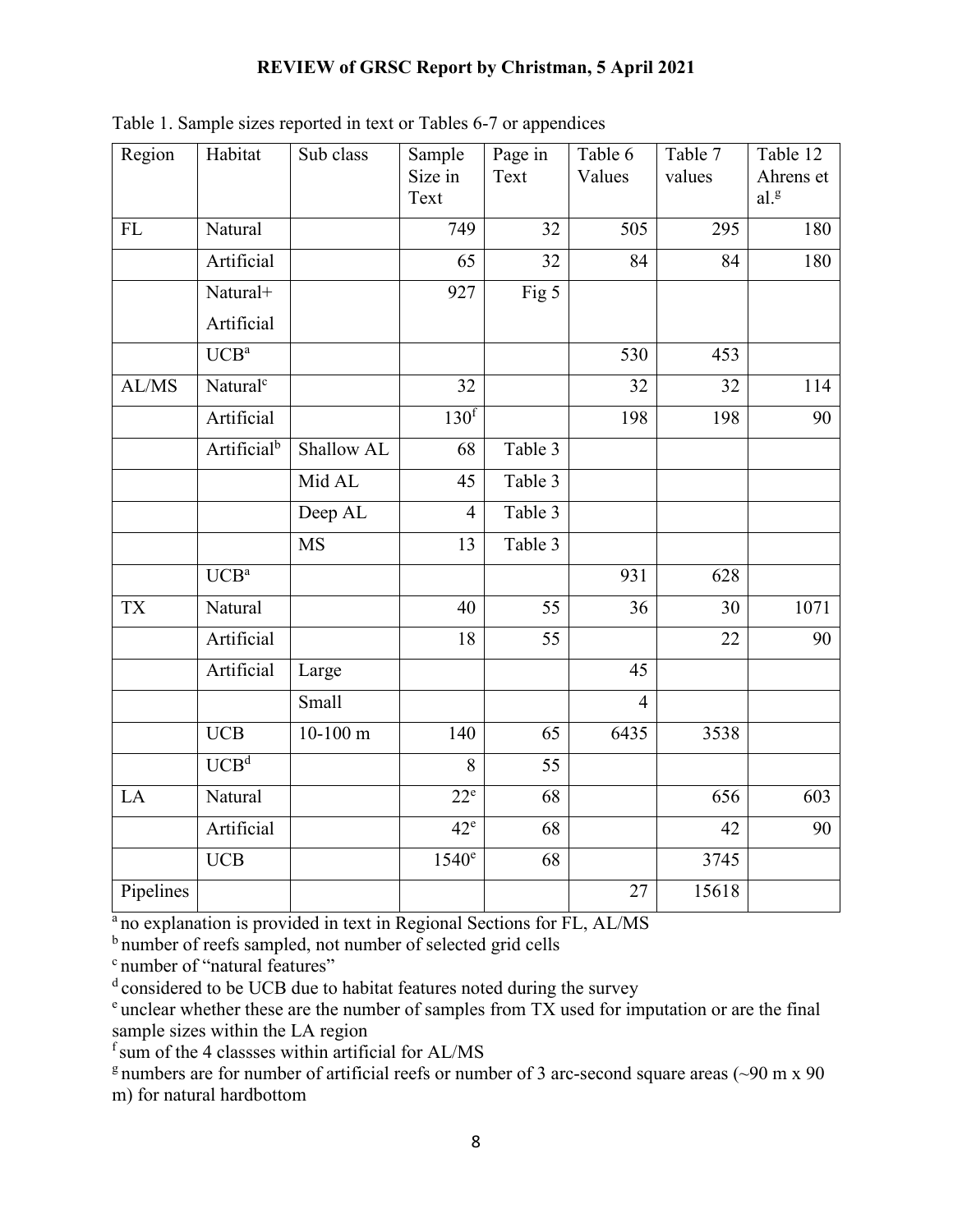Table 1. Sample sizes reported in text or Tables 6-7 or appendices

| Region | Habitat | Sub class | Sample Size in Text | Page in Text | Table 6 Values | Table 7 values | Table 12 Ahrens et al.[g] |
|---|---|---|---|---|---|---|---|
| FL | Natural | | 749 | 32 | 505 | 295 | 180 |
| | Artificial | | 65 | 32 | 84 | 84 | 180 |
| | Natural+ Artificial | | 927 | Fig 5 | | | |
| | UCB[a] | | | | 530 | 453 | |
| AL/MS | Natural[c] | | 32 | | 32 | 32 | 114 |
| | Artificial | | 130[f] | | 198 | 198 | 90 |
| | Artificial[b] | Shallow AL | 68 | Table 3 | | | |
| | | Mid AL | 45 | Table 3 | | | |
| | | Deep AL | 4 | Table 3 | | | |
| | | MS | 13 | Table 3 | | | |
| | UCB[a] | | | | 931 | 628 | |
| TX | Natural | | 40 | 55 | 36 | 30 | 1071 |
| | Artificial | | 18 | 55 | | 22 | 90 |
| | Artificial | Large | | | 45 | | |
| | | Small | | | 4 | | |
| | UCB | 10-100 m | 140 | 65 | 6435 | 3538 | |
| | UCB[d] | | 8 | 55 | | | |
| LA | Natural | | 22[e] | 68 | | 656 | 603 |
| | Artificial | | 42[e] | 68 | | 42 | 90 |
| | UCB | | 1540[e] | 68 | | 3745 | |
| Pipelines | | | | | 27 | 15618 | |

[a] no explanation is provided in text in Regional Sections for FL, AL/MS
[b] number of reefs sampled, not number of selected grid cells
[c] number of "natural features"
[d] considered to be UCB due to habitat features noted during the survey
[e] unclear whether these are the number of samples from TX used for imputation or are the final sample sizes within the LA region
[f] sum of the 4 classses within artificial for AL/MS
[g] numbers are for number of artificial reefs or number of 3 arc-second square areas (~90 m x 90 m) for natural hardbottom